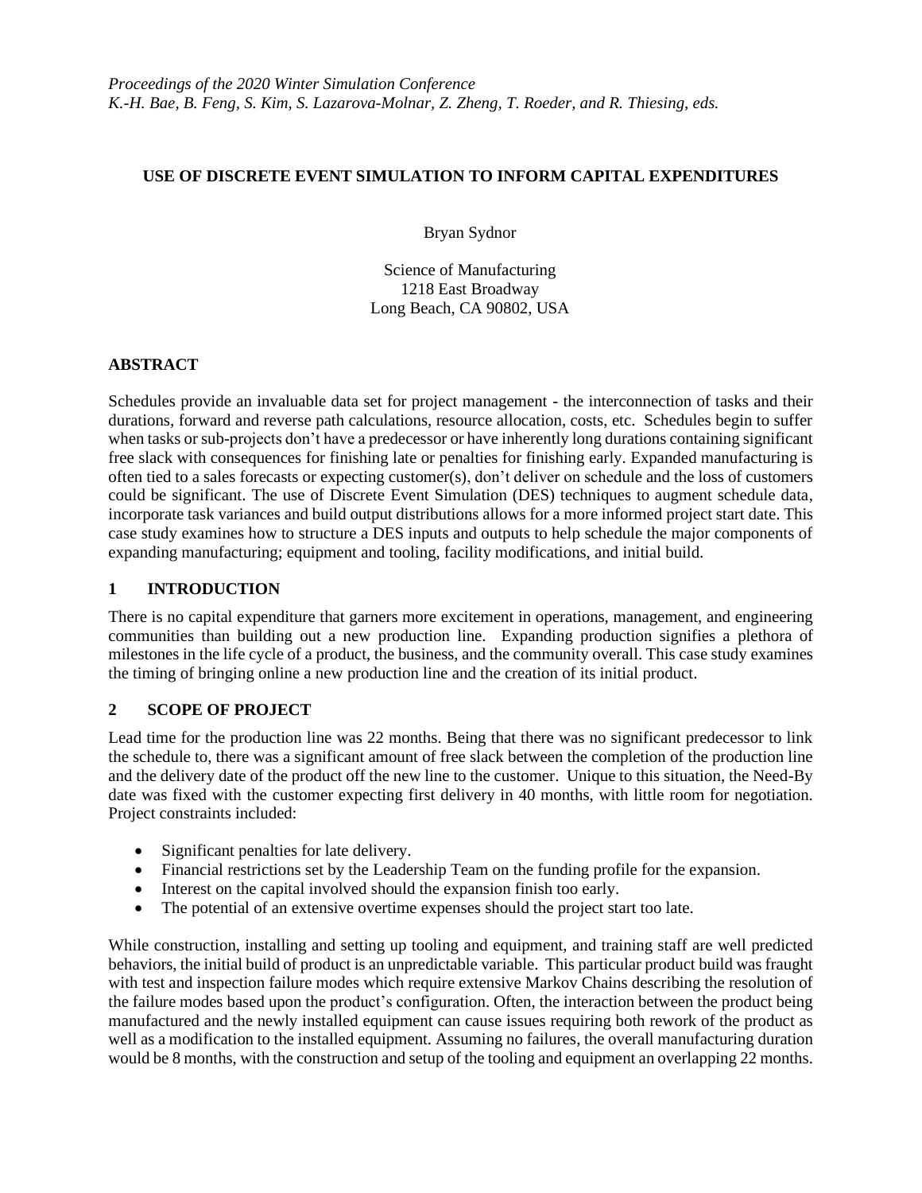*Proceedings of the 2020 Winter Simulation Conference*
*K.-H. Bae, B. Feng, S. Kim, S. Lazarova-Molnar, Z. Zheng, T. Roeder, and R. Thiesing, eds.*

# USE OF DISCRETE EVENT SIMULATION TO INFORM CAPITAL EXPENDITURES

Bryan Sydnor

Science of Manufacturing
1218 East Broadway
Long Beach, CA 90802, USA

## ABSTRACT

Schedules provide an invaluable data set for project management - the interconnection of tasks and their durations, forward and reverse path calculations, resource allocation, costs, etc. Schedules begin to suffer when tasks or sub-projects don't have a predecessor or have inherently long durations containing significant free slack with consequences for finishing late or penalties for finishing early. Expanded manufacturing is often tied to a sales forecasts or expecting customer(s), don't deliver on schedule and the loss of customers could be significant. The use of Discrete Event Simulation (DES) techniques to augment schedule data, incorporate task variances and build output distributions allows for a more informed project start date. This case study examines how to structure a DES inputs and outputs to help schedule the major components of expanding manufacturing; equipment and tooling, facility modifications, and initial build.

## 1 INTRODUCTION

There is no capital expenditure that garners more excitement in operations, management, and engineering communities than building out a new production line. Expanding production signifies a plethora of milestones in the life cycle of a product, the business, and the community overall. This case study examines the timing of bringing online a new production line and the creation of its initial product.

## 2 SCOPE OF PROJECT

Lead time for the production line was 22 months. Being that there was no significant predecessor to link the schedule to, there was a significant amount of free slack between the completion of the production line and the delivery date of the product off the new line to the customer. Unique to this situation, the Need-By date was fixed with the customer expecting first delivery in 40 months, with little room for negotiation. Project constraints included:

- Significant penalties for late delivery.
- Financial restrictions set by the Leadership Team on the funding profile for the expansion.
- Interest on the capital involved should the expansion finish too early.
- The potential of an extensive overtime expenses should the project start too late.

While construction, installing and setting up tooling and equipment, and training staff are well predicted behaviors, the initial build of product is an unpredictable variable. This particular product build was fraught with test and inspection failure modes which require extensive Markov Chains describing the resolution of the failure modes based upon the product's configuration. Often, the interaction between the product being manufactured and the newly installed equipment can cause issues requiring both rework of the product as well as a modification to the installed equipment. Assuming no failures, the overall manufacturing duration would be 8 months, with the construction and setup of the tooling and equipment an overlapping 22 months.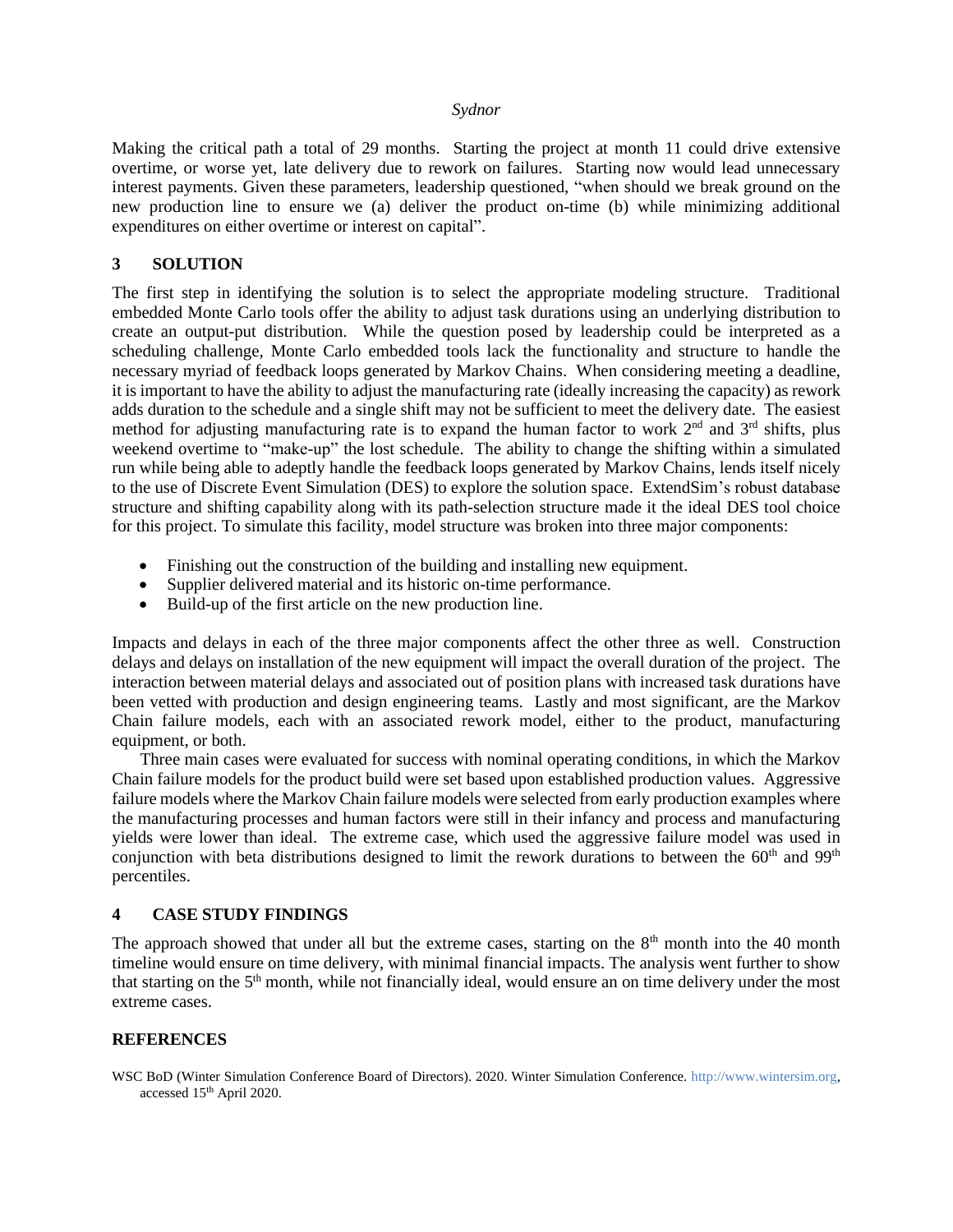Making the critical path a total of 29 months. Starting the project at month 11 could drive extensive overtime, or worse yet, late delivery due to rework on failures. Starting now would lead unnecessary interest payments. Given these parameters, leadership questioned, "when should we break ground on the new production line to ensure we (a) deliver the product on-time (b) while minimizing additional expenditures on either overtime or interest on capital".

## 3 SOLUTION

The first step in identifying the solution is to select the appropriate modeling structure. Traditional embedded Monte Carlo tools offer the ability to adjust task durations using an underlying distribution to create an output-put distribution. While the question posed by leadership could be interpreted as a scheduling challenge, Monte Carlo embedded tools lack the functionality and structure to handle the necessary myriad of feedback loops generated by Markov Chains. When considering meeting a deadline, it is important to have the ability to adjust the manufacturing rate (ideally increasing the capacity) as rework adds duration to the schedule and a single shift may not be sufficient to meet the delivery date. The easiest method for adjusting manufacturing rate is to expand the human factor to work 2nd and 3rd shifts, plus weekend overtime to "make-up" the lost schedule. The ability to change the shifting within a simulated run while being able to adeptly handle the feedback loops generated by Markov Chains, lends itself nicely to the use of Discrete Event Simulation (DES) to explore the solution space. ExtendSim's robust database structure and shifting capability along with its path-selection structure made it the ideal DES tool choice for this project. To simulate this facility, model structure was broken into three major components:

- Finishing out the construction of the building and installing new equipment.
- Supplier delivered material and its historic on-time performance.
- Build-up of the first article on the new production line.

Impacts and delays in each of the three major components affect the other three as well. Construction delays and delays on installation of the new equipment will impact the overall duration of the project. The interaction between material delays and associated out of position plans with increased task durations have been vetted with production and design engineering teams. Lastly and most significant, are the Markov Chain failure models, each with an associated rework model, either to the product, manufacturing equipment, or both.

Three main cases were evaluated for success with nominal operating conditions, in which the Markov Chain failure models for the product build were set based upon established production values. Aggressive failure models where the Markov Chain failure models were selected from early production examples where the manufacturing processes and human factors were still in their infancy and process and manufacturing yields were lower than ideal. The extreme case, which used the aggressive failure model was used in conjunction with beta distributions designed to limit the rework durations to between the 60th and 99th percentiles.

## 4 CASE STUDY FINDINGS

The approach showed that under all but the extreme cases, starting on the 8th month into the 40 month timeline would ensure on time delivery, with minimal financial impacts. The analysis went further to show that starting on the 5th month, while not financially ideal, would ensure an on time delivery under the most extreme cases.

## REFERENCES

WSC BoD (Winter Simulation Conference Board of Directors). 2020. Winter Simulation Conference. http://www.wintersim.org, accessed 15th April 2020.